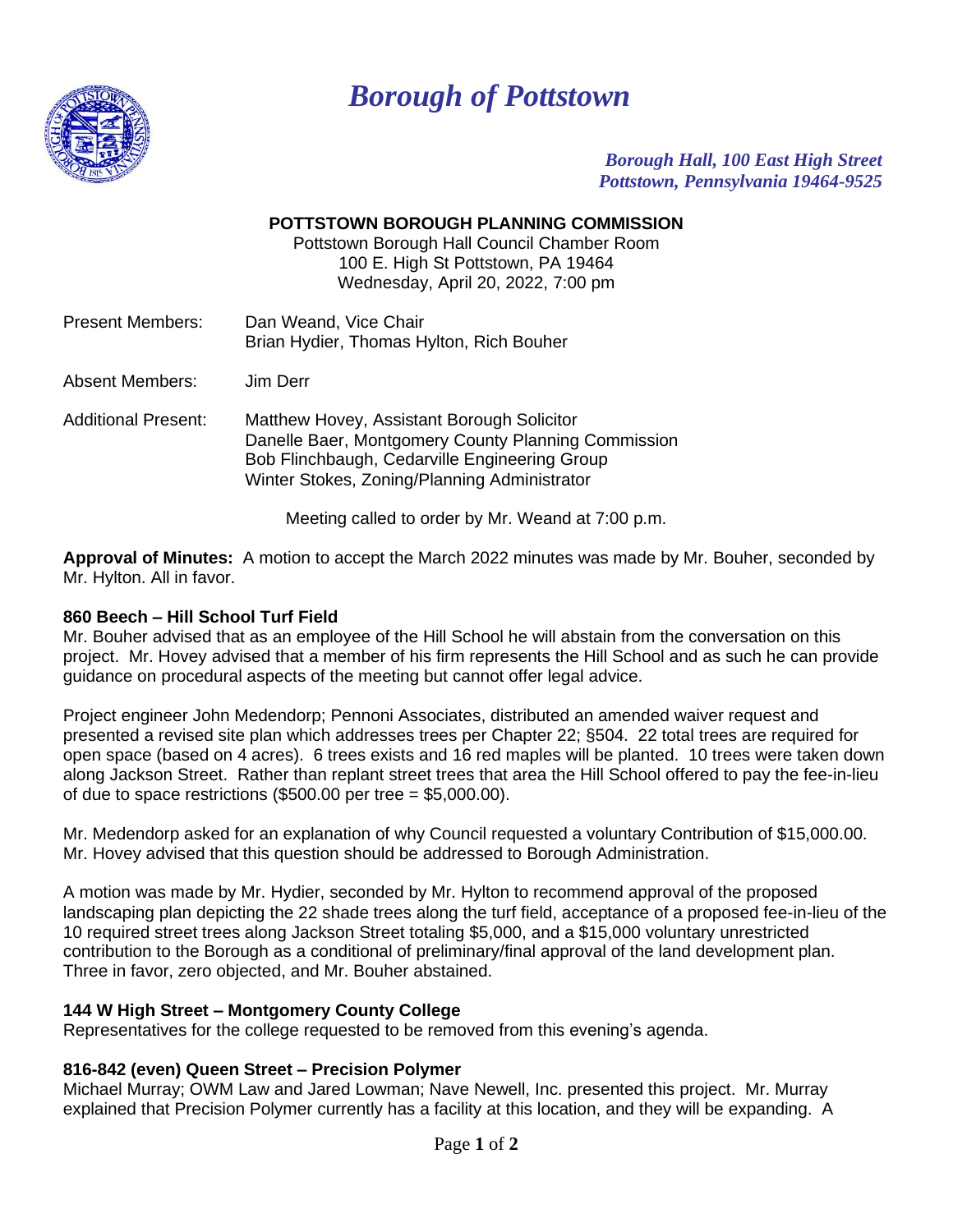# *Borough of Pottstown*

*Borough Hall, 100 East High Street*
*Pottstown, Pennsylvania 19464-9525*

**POTTSTOWN BOROUGH PLANNING COMMISSION**

Pottstown Borough Hall Council Chamber Room
100 E. High St Pottstown, PA 19464
Wednesday, April 20, 2022, 7:00 pm

Present Members: Dan Weand, Vice Chair
Brian Hydier, Thomas Hylton, Rich Bouher

Absent Members: Jim Derr

Additional Present: Matthew Hovey, Assistant Borough Solicitor
Danelle Baer, Montgomery County Planning Commission
Bob Flinchbaugh, Cedarville Engineering Group
Winter Stokes, Zoning/Planning Administrator

Meeting called to order by Mr. Weand at 7:00 p.m.

**Approval of Minutes:** A motion to accept the March 2022 minutes was made by Mr. Bouher, seconded by Mr. Hylton. All in favor.

**860 Beech – Hill School Turf Field**

Mr. Bouher advised that as an employee of the Hill School he will abstain from the conversation on this project. Mr. Hovey advised that a member of his firm represents the Hill School and as such he can provide guidance on procedural aspects of the meeting but cannot offer legal advice.

Project engineer John Medendorp; Pennoni Associates, distributed an amended waiver request and presented a revised site plan which addresses trees per Chapter 22; §504. 22 total trees are required for open space (based on 4 acres). 6 trees exists and 16 red maples will be planted. 10 trees were taken down along Jackson Street. Rather than replant street trees that area the Hill School offered to pay the fee-in-lieu of due to space restrictions ($500.00 per tree = $5,000.00).

Mr. Medendorp asked for an explanation of why Council requested a voluntary Contribution of $15,000.00. Mr. Hovey advised that this question should be addressed to Borough Administration.

A motion was made by Mr. Hydier, seconded by Mr. Hylton to recommend approval of the proposed landscaping plan depicting the 22 shade trees along the turf field, acceptance of a proposed fee-in-lieu of the 10 required street trees along Jackson Street totaling $5,000, and a $15,000 voluntary unrestricted contribution to the Borough as a conditional of preliminary/final approval of the land development plan. Three in favor, zero objected, and Mr. Bouher abstained.

**144 W High Street – Montgomery County College**

Representatives for the college requested to be removed from this evening's agenda.

**816-842 (even) Queen Street – Precision Polymer**

Michael Murray; OWM Law and Jared Lowman; Nave Newell, Inc. presented this project. Mr. Murray explained that Precision Polymer currently has a facility at this location, and they will be expanding. A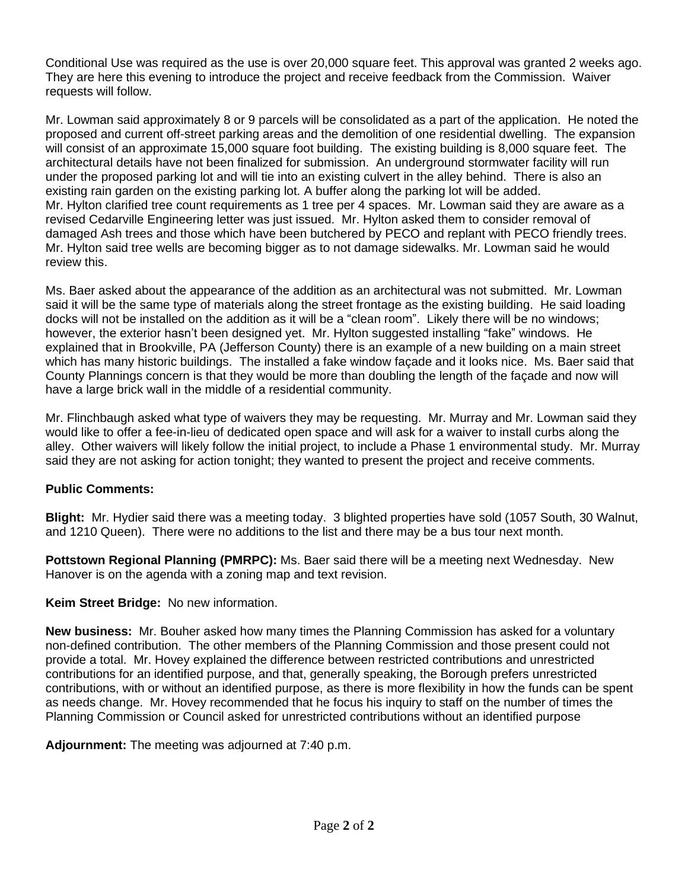Conditional Use was required as the use is over 20,000 square feet. This approval was granted 2 weeks ago. They are here this evening to introduce the project and receive feedback from the Commission. Waiver requests will follow.

Mr. Lowman said approximately 8 or 9 parcels will be consolidated as a part of the application. He noted the proposed and current off-street parking areas and the demolition of one residential dwelling. The expansion will consist of an approximate 15,000 square foot building. The existing building is 8,000 square feet. The architectural details have not been finalized for submission. An underground stormwater facility will run under the proposed parking lot and will tie into an existing culvert in the alley behind. There is also an existing rain garden on the existing parking lot. A buffer along the parking lot will be added.
Mr. Hylton clarified tree count requirements as 1 tree per 4 spaces. Mr. Lowman said they are aware as a revised Cedarville Engineering letter was just issued. Mr. Hylton asked them to consider removal of damaged Ash trees and those which have been butchered by PECO and replant with PECO friendly trees. Mr. Hylton said tree wells are becoming bigger as to not damage sidewalks. Mr. Lowman said he would review this.

Ms. Baer asked about the appearance of the addition as an architectural was not submitted. Mr. Lowman said it will be the same type of materials along the street frontage as the existing building. He said loading docks will not be installed on the addition as it will be a "clean room". Likely there will be no windows; however, the exterior hasn't been designed yet. Mr. Hylton suggested installing "fake" windows. He explained that in Brookville, PA (Jefferson County) there is an example of a new building on a main street which has many historic buildings. The installed a fake window façade and it looks nice. Ms. Baer said that County Plannings concern is that they would be more than doubling the length of the façade and now will have a large brick wall in the middle of a residential community.

Mr. Flinchbaugh asked what type of waivers they may be requesting. Mr. Murray and Mr. Lowman said they would like to offer a fee-in-lieu of dedicated open space and will ask for a waiver to install curbs along the alley. Other waivers will likely follow the initial project, to include a Phase 1 environmental study. Mr. Murray said they are not asking for action tonight; they wanted to present the project and receive comments.

**Public Comments:**

**Blight:** Mr. Hydier said there was a meeting today. 3 blighted properties have sold (1057 South, 30 Walnut, and 1210 Queen). There were no additions to the list and there may be a bus tour next month.

**Pottstown Regional Planning (PMRPC):** Ms. Baer said there will be a meeting next Wednesday. New Hanover is on the agenda with a zoning map and text revision.

**Keim Street Bridge:** No new information.

**New business:** Mr. Bouher asked how many times the Planning Commission has asked for a voluntary non-defined contribution. The other members of the Planning Commission and those present could not provide a total. Mr. Hovey explained the difference between restricted contributions and unrestricted contributions for an identified purpose, and that, generally speaking, the Borough prefers unrestricted contributions, with or without an identified purpose, as there is more flexibility in how the funds can be spent as needs change. Mr. Hovey recommended that he focus his inquiry to staff on the number of times the Planning Commission or Council asked for unrestricted contributions without an identified purpose

**Adjournment:** The meeting was adjourned at 7:40 p.m.